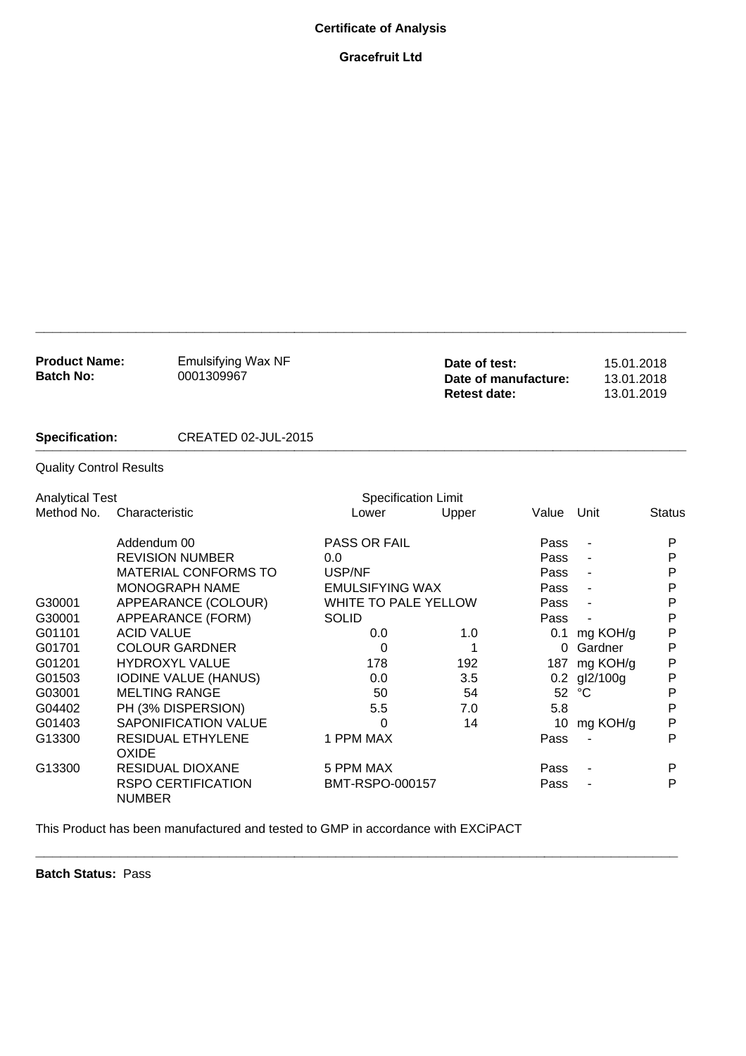# Certificate of Analysis

## Gracefruit Ltd

| | | | |
|---|---|---|---|
| **Product Name:** | Emulsifying Wax NF | **Date of test:** | 15.01.2018 |
| **Batch No:** | 0001309967 | **Date of manufacture:** | 13.01.2018 |
| | | **Retest date:** | 13.01.2019 |

**Specification:** CREATED 02-JUL-2015

Quality Control Results

| Analytical Test | | Specification Limit | | | | |
|---|---|---|---|---|---|---|
| Method No. | Characteristic | Lower | Upper | Value | Unit | Status |
| | Addendum 00 | PASS OR FAIL | | Pass | - | P |
| | REVISION NUMBER | 0.0 | | Pass | - | P |
| | MATERIAL CONFORMS TO | USP/NF | | Pass | - | P |
| | MONOGRAPH NAME | EMULSIFYING WAX | | Pass | - | P |
| G30001 | APPEARANCE (COLOUR) | WHITE TO PALE YELLOW | | Pass | - | P |
| G30001 | APPEARANCE (FORM) | SOLID | | Pass | - | P |
| G01101 | ACID VALUE | 0.0 | 1.0 | 0.1 | mg KOH/g | P |
| G01701 | COLOUR GARDNER | 0 | 1 | 0 | Gardner | P |
| G01201 | HYDROXYL VALUE | 178 | 192 | 187 | mg KOH/g | P |
| G01503 | IODINE VALUE (HANUS) | 0.0 | 3.5 | 0.2 | gI2/100g | P |
| G03001 | MELTING RANGE | 50 | 54 | 52 | °C | P |
| G04402 | PH (3% DISPERSION) | 5.5 | 7.0 | 5.8 | | P |
| G01403 | SAPONIFICATION VALUE | 0 | 14 | 10 | mg KOH/g | P |
| G13300 | RESIDUAL ETHYLENE OXIDE | 1 PPM MAX | | Pass | - | P |
| G13300 | RESIDUAL DIOXANE | 5 PPM MAX | | Pass | - | P |
| | RSPO CERTIFICATION NUMBER | BMT-RSPO-000157 | | Pass | - | P |

This Product has been manufactured and tested to GMP in accordance with EXCiPACT

**Batch Status:** Pass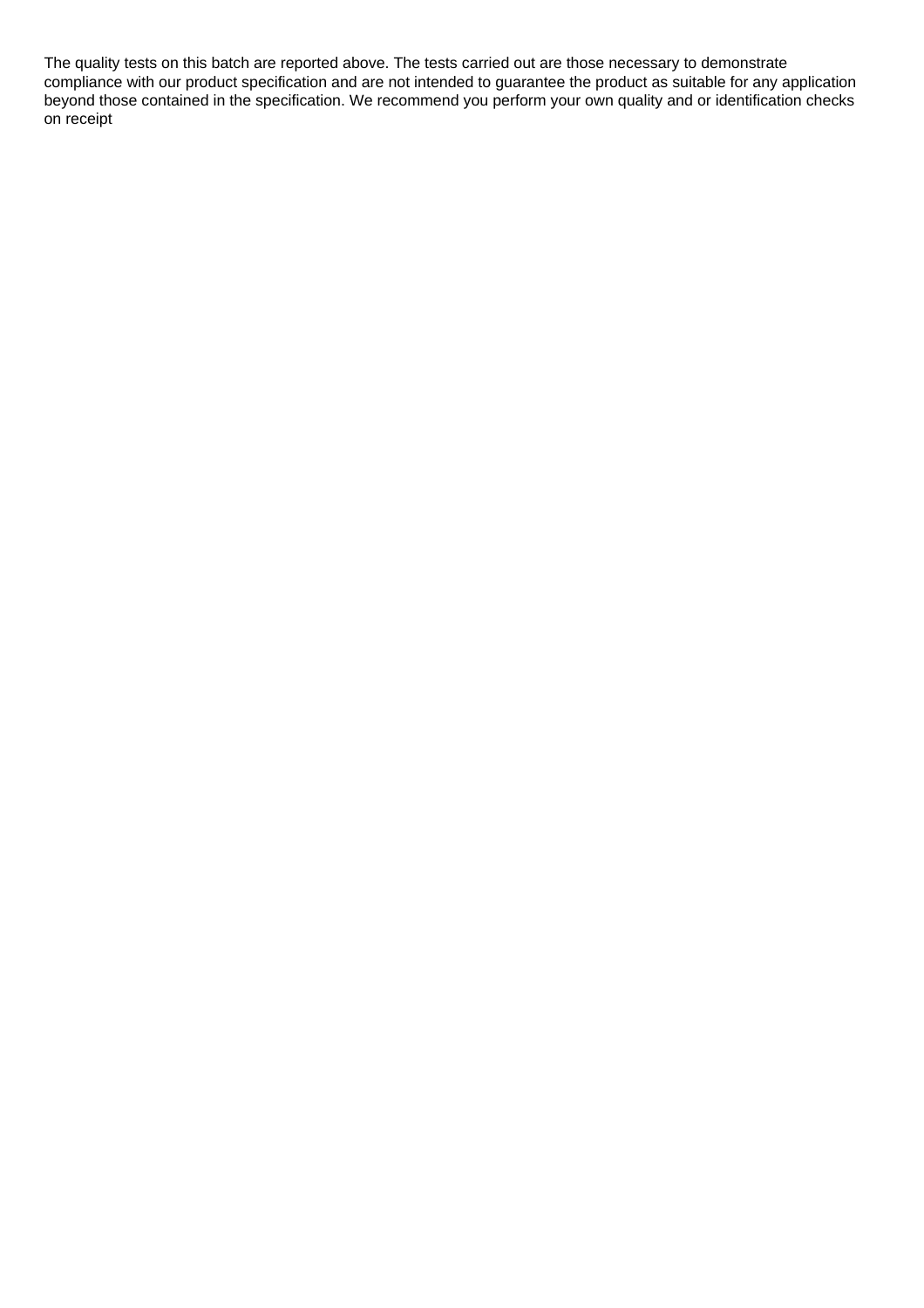The quality tests on this batch are reported above. The tests carried out are those necessary to demonstrate compliance with our product specification and are not intended to guarantee the product as suitable for any application beyond those contained in the specification. We recommend you perform your own quality and or identification checks on receipt